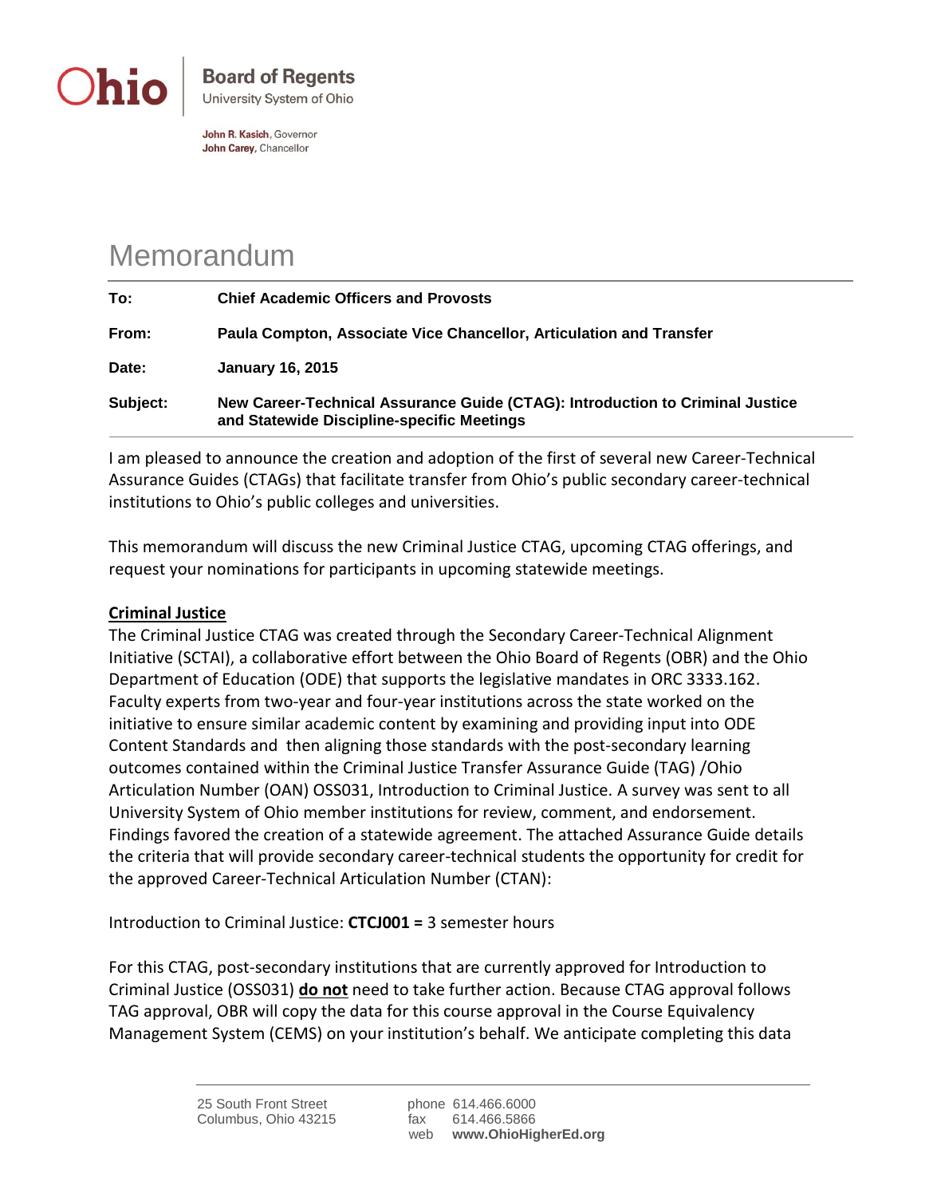**Ohio** | **Board of Regents**
University System of Ohio

**John R. Kasich**, Governor
**John Carey**, Chancellor

# Memorandum

| | |
|---|---|
| **To:** | **Chief Academic Officers and Provosts** |
| **From:** | **Paula Compton, Associate Vice Chancellor, Articulation and Transfer** |
| **Date:** | **January 16, 2015** |
| **Subject:** | **New Career-Technical Assurance Guide (CTAG): Introduction to Criminal Justice and Statewide Discipline-specific Meetings** |

I am pleased to announce the creation and adoption of the first of several new Career-Technical Assurance Guides (CTAGs) that facilitate transfer from Ohio's public secondary career-technical institutions to Ohio's public colleges and universities.

This memorandum will discuss the new Criminal Justice CTAG, upcoming CTAG offerings, and request your nominations for participants in upcoming statewide meetings.

**Criminal Justice**

The Criminal Justice CTAG was created through the Secondary Career-Technical Alignment Initiative (SCTAI), a collaborative effort between the Ohio Board of Regents (OBR) and the Ohio Department of Education (ODE) that supports the legislative mandates in ORC 3333.162. Faculty experts from two-year and four-year institutions across the state worked on the initiative to ensure similar academic content by examining and providing input into ODE Content Standards and then aligning those standards with the post-secondary learning outcomes contained within the Criminal Justice Transfer Assurance Guide (TAG) /Ohio Articulation Number (OAN) OSS031, Introduction to Criminal Justice. A survey was sent to all University System of Ohio member institutions for review, comment, and endorsement. Findings favored the creation of a statewide agreement. The attached Assurance Guide details the criteria that will provide secondary career-technical students the opportunity for credit for the approved Career-Technical Articulation Number (CTAN):

Introduction to Criminal Justice: **CTCJ001 =** 3 semester hours

For this CTAG, post-secondary institutions that are currently approved for Introduction to Criminal Justice (OSS031) **do not** need to take further action. Because CTAG approval follows TAG approval, OBR will copy the data for this course approval in the Course Equivalency Management System (CEMS) on your institution's behalf. We anticipate completing this data

25 South Front Street
Columbus, Ohio 43215

phone 614.466.6000
fax 614.466.5866
web **www.OhioHigherEd.org**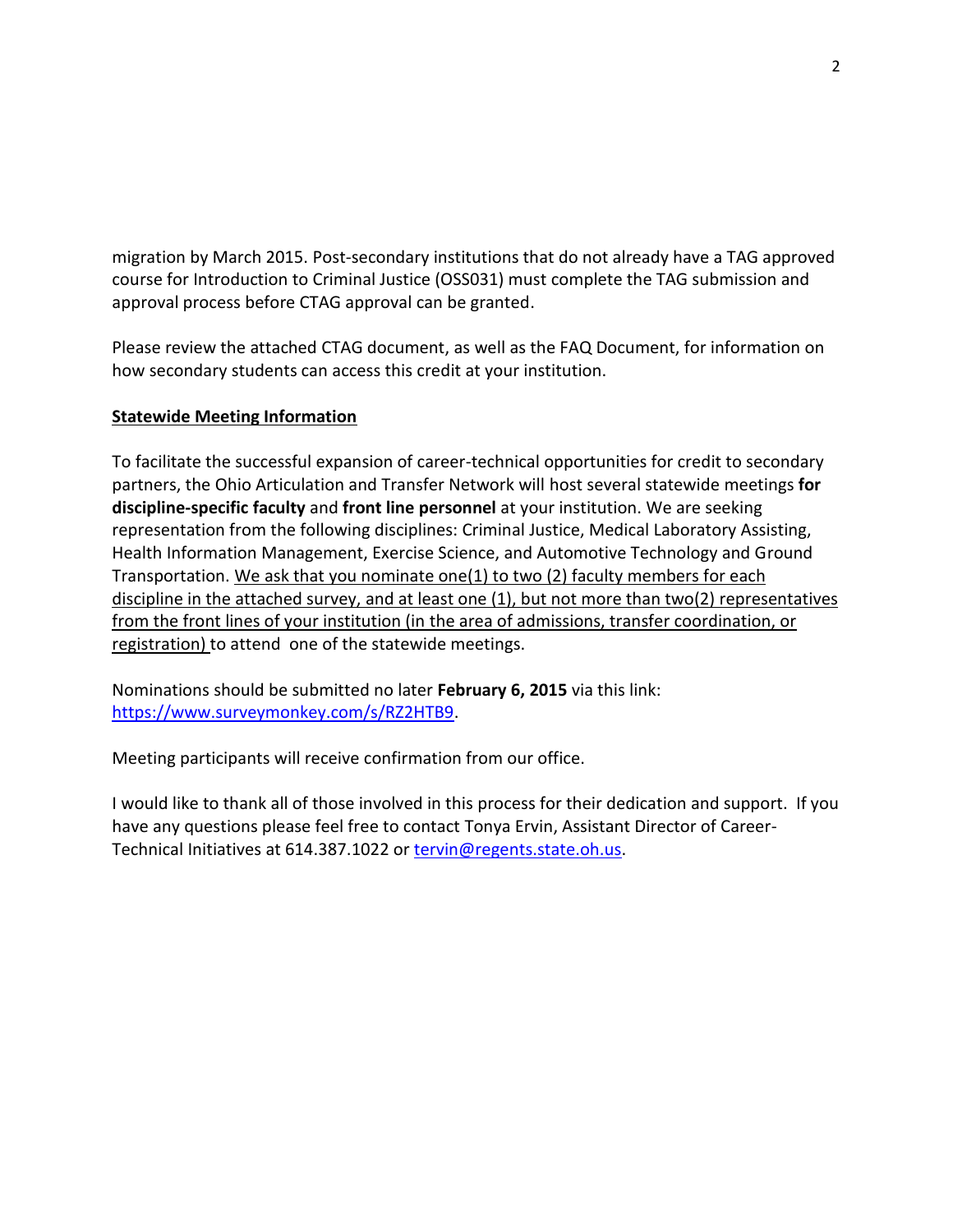migration by March 2015. Post-secondary institutions that do not already have a TAG approved course for Introduction to Criminal Justice (OSS031) must complete the TAG submission and approval process before CTAG approval can be granted.

Please review the attached CTAG document, as well as the FAQ Document, for information on how secondary students can access this credit at your institution.

**Statewide Meeting Information**

To facilitate the successful expansion of career-technical opportunities for credit to secondary partners, the Ohio Articulation and Transfer Network will host several statewide meetings **for discipline-specific faculty** and **front line personnel** at your institution. We are seeking representation from the following disciplines: Criminal Justice, Medical Laboratory Assisting, Health Information Management, Exercise Science, and Automotive Technology and Ground Transportation. We ask that you nominate one(1) to two (2) faculty members for each discipline in the attached survey, and at least one (1), but not more than two(2) representatives from the front lines of your institution (in the area of admissions, transfer coordination, or registration) to attend one of the statewide meetings.

Nominations should be submitted no later **February 6, 2015** via this link: https://www.surveymonkey.com/s/RZ2HTB9.

Meeting participants will receive confirmation from our office.

I would like to thank all of those involved in this process for their dedication and support. If you have any questions please feel free to contact Tonya Ervin, Assistant Director of Career-Technical Initiatives at 614.387.1022 or tervin@regents.state.oh.us.